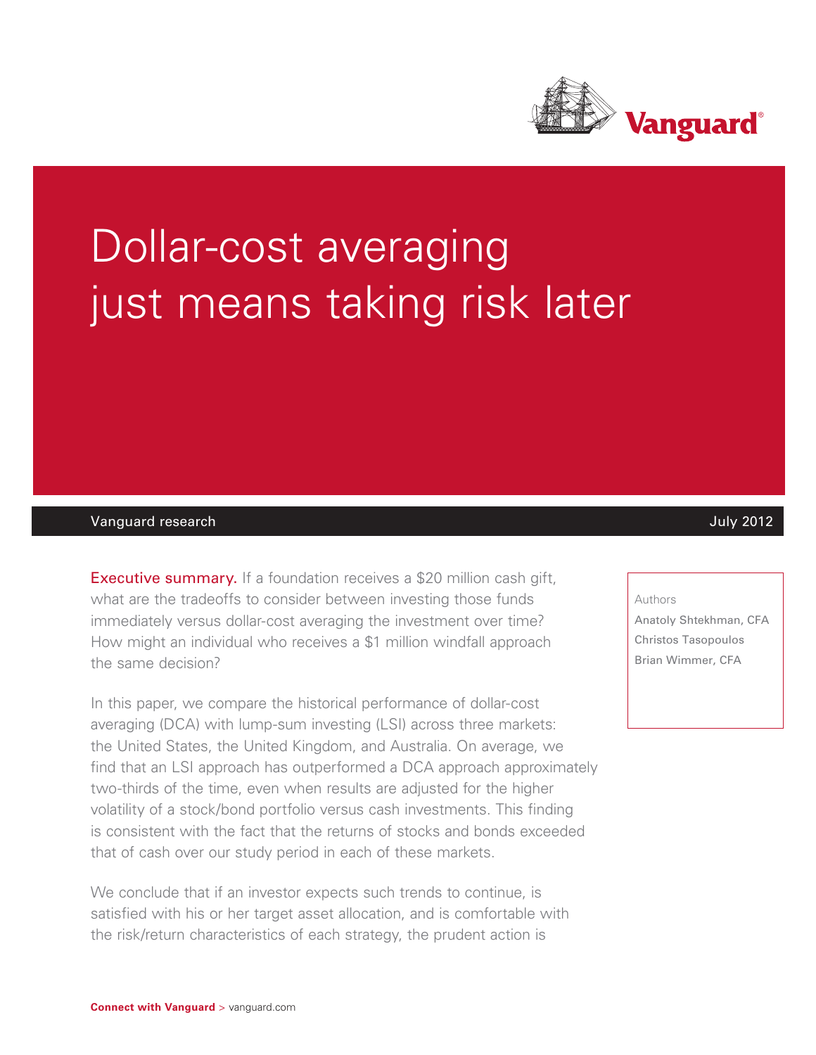# Dollar-cost averaging just means taking risk later

Vanguard research

July 2012

Authors

Anatoly Shtekhman, CFA

Christos Tasopoulos

Brian Wimmer, CFA

**Executive summary.** If a foundation receives a $20 million cash gift, what are the tradeoffs to consider between investing those funds immediately versus dollar-cost averaging the investment over time? How might an individual who receives a $1 million windfall approach the same decision?

In this paper, we compare the historical performance of dollar-cost averaging (DCA) with lump-sum investing (LSI) across three markets: the United States, the United Kingdom, and Australia. On average, we find that an LSI approach has outperformed a DCA approach approximately two-thirds of the time, even when results are adjusted for the higher volatility of a stock/bond portfolio versus cash investments. This finding is consistent with the fact that the returns of stocks and bonds exceeded that of cash over our study period in each of these markets.

We conclude that if an investor expects such trends to continue, is satisfied with his or her target asset allocation, and is comfortable with the risk/return characteristics of each strategy, the prudent action is

**Connect with Vanguard** > vanguard.com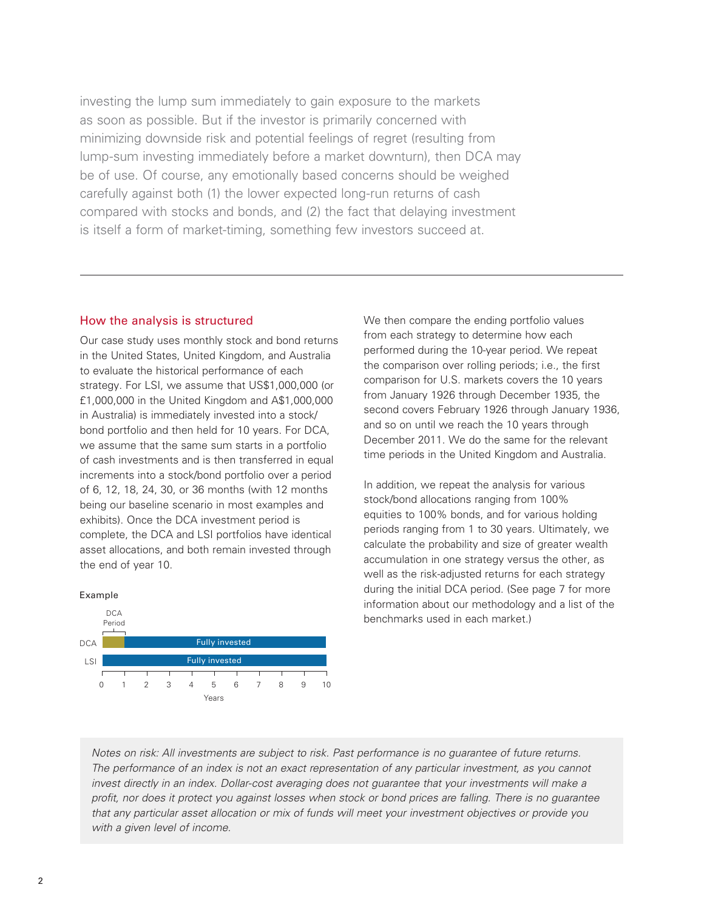investing the lump sum immediately to gain exposure to the markets as soon as possible. But if the investor is primarily concerned with minimizing downside risk and potential feelings of regret (resulting from lump-sum investing immediately before a market downturn), then DCA may be of use. Of course, any emotionally based concerns should be weighed carefully against both (1) the lower expected long-run returns of cash compared with stocks and bonds, and (2) the fact that delaying investment is itself a form of market-timing, something few investors succeed at.

---

## How the analysis is structured

Our case study uses monthly stock and bond returns in the United States, United Kingdom, and Australia to evaluate the historical performance of each strategy. For LSI, we assume that US$1,000,000 (or £1,000,000 in the United Kingdom and A$1,000,000 in Australia) is immediately invested into a stock/bond portfolio and then held for 10 years. For DCA, we assume that the same sum starts in a portfolio of cash investments and is then transferred in equal increments into a stock/bond portfolio over a period of 6, 12, 18, 24, 30, or 36 months (with 12 months being our baseline scenario in most examples and exhibits). Once the DCA investment period is complete, the DCA and LSI portfolios have identical asset allocations, and both remain invested through the end of year 10.

Example

DCA Period

DCA — Fully invested

LSI — Fully invested

0 1 2 3 4 5 6 7 8 9 10

Years

We then compare the ending portfolio values from each strategy to determine how each performed during the 10-year period. We repeat the comparison over rolling periods; i.e., the first comparison for U.S. markets covers the 10 years from January 1926 through December 1935, the second covers February 1926 through January 1936, and so on until we reach the 10 years through December 2011. We do the same for the relevant time periods in the United Kingdom and Australia.

In addition, we repeat the analysis for various stock/bond allocations ranging from 100% equities to 100% bonds, and for various holding periods ranging from 1 to 30 years. Ultimately, we calculate the probability and size of greater wealth accumulation in one strategy versus the other, as well as the risk-adjusted returns for each strategy during the initial DCA period. (See page 7 for more information about our methodology and a list of the benchmarks used in each market.)

*Notes on risk: All investments are subject to risk. Past performance is no guarantee of future returns. The performance of an index is not an exact representation of any particular investment, as you cannot invest directly in an index. Dollar-cost averaging does not guarantee that your investments will make a profit, nor does it protect you against losses when stock or bond prices are falling. There is no guarantee that any particular asset allocation or mix of funds will meet your investment objectives or provide you with a given level of income.*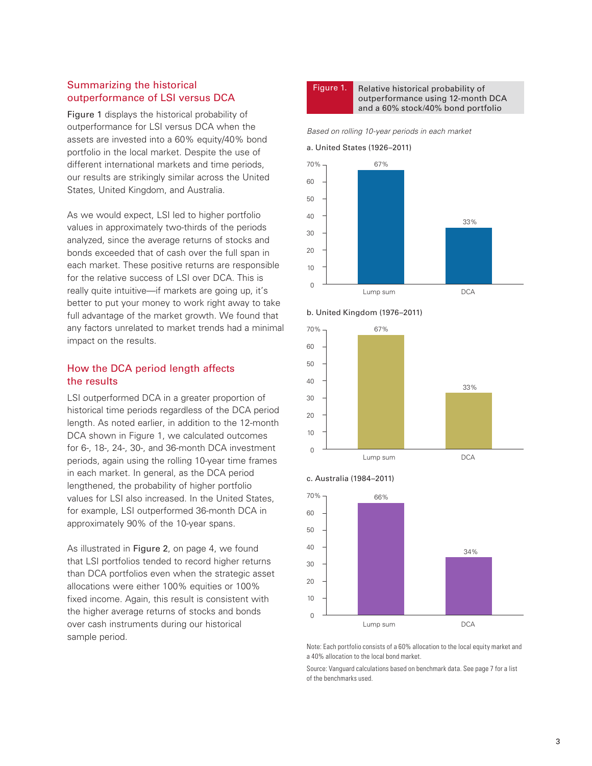## Summarizing the historical outperformance of LSI versus DCA

Figure 1 displays the historical probability of outperformance for LSI versus DCA when the assets are invested into a 60% equity/40% bond portfolio in the local market. Despite the use of different international markets and time periods, our results are strikingly similar across the United States, United Kingdom, and Australia.

As we would expect, LSI led to higher portfolio values in approximately two-thirds of the periods analyzed, since the average returns of stocks and bonds exceeded that of cash over the full span in each market. These positive returns are responsible for the relative success of LSI over DCA. This is really quite intuitive—if markets are going up, it's better to put your money to work right away to take full advantage of the market growth. We found that any factors unrelated to market trends had a minimal impact on the results.

## How the DCA period length affects the results

LSI outperformed DCA in a greater proportion of historical time periods regardless of the DCA period length. As noted earlier, in addition to the 12-month DCA shown in Figure 1, we calculated outcomes for 6-, 18-, 24-, 30-, and 36-month DCA investment periods, again using the rolling 10-year time frames in each market. In general, as the DCA period lengthened, the probability of higher portfolio values for LSI also increased. In the United States, for example, LSI outperformed 36-month DCA in approximately 90% of the 10-year spans.

As illustrated in Figure 2, on page 4, we found that LSI portfolios tended to record higher returns than DCA portfolios even when the strategic asset allocations were either 100% equities or 100% fixed income. Again, this result is consistent with the higher average returns of stocks and bonds over cash instruments during our historical sample period.

**Figure 1.** Relative historical probability of outperformance using 12-month DCA and a 60% stock/40% bond portfolio

*Based on rolling 10-year periods in each market*

a. United States (1926–2011)

| | Lump sum | DCA |
|---|---|---|
| Probability of outperformance | 67% | 33% |

b. United Kingdom (1976–2011)

| | Lump sum | DCA |
|---|---|---|
| Probability of outperformance | 67% | 33% |

c. Australia (1984–2011)

| | Lump sum | DCA |
|---|---|---|
| Probability of outperformance | 66% | 34% |

Note: Each portfolio consists of a 60% allocation to the local equity market and a 40% allocation to the local bond market.

Source: Vanguard calculations based on benchmark data. See page 7 for a list of the benchmarks used.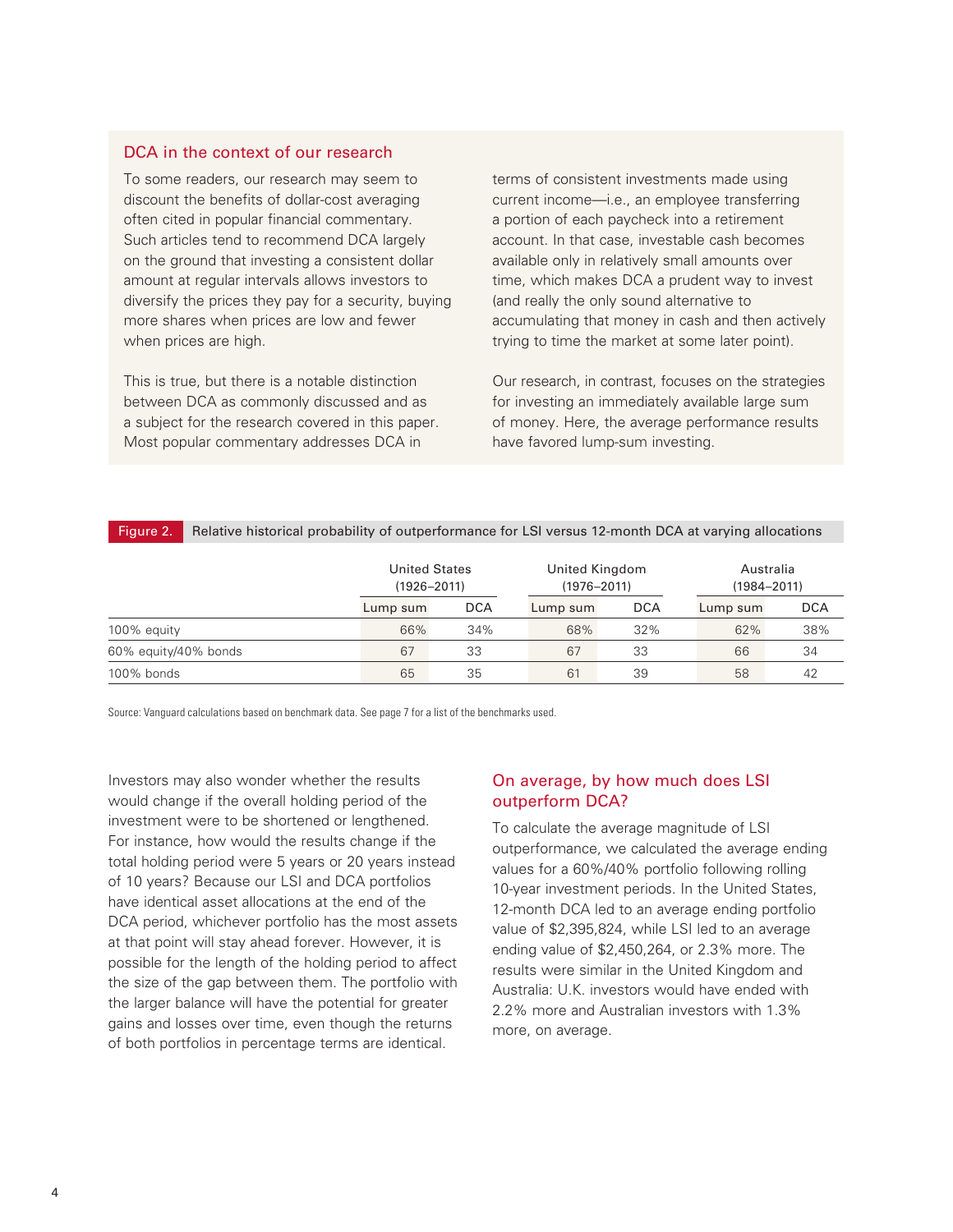## DCA in the context of our research

To some readers, our research may seem to discount the benefits of dollar-cost averaging often cited in popular financial commentary. Such articles tend to recommend DCA largely on the ground that investing a consistent dollar amount at regular intervals allows investors to diversify the prices they pay for a security, buying more shares when prices are low and fewer when prices are high.

This is true, but there is a notable distinction between DCA as commonly discussed and as a subject for the research covered in this paper. Most popular commentary addresses DCA in terms of consistent investments made using current income—i.e., an employee transferring a portion of each paycheck into a retirement account. In that case, investable cash becomes available only in relatively small amounts over time, which makes DCA a prudent way to invest (and really the only sound alternative to accumulating that money in cash and then actively trying to time the market at some later point).

Our research, in contrast, focuses on the strategies for investing an immediately available large sum of money. Here, the average performance results have favored lump-sum investing.

**Figure 2.** Relative historical probability of outperformance for LSI versus 12-month DCA at varying allocations

| | United States (1926–2011) | | United Kingdom (1976–2011) | | Australia (1984–2011) | |
|---|---|---|---|---|---|---|
| | Lump sum | DCA | Lump sum | DCA | Lump sum | DCA |
| 100% equity | 66% | 34% | 68% | 32% | 62% | 38% |
| 60% equity/40% bonds | 67 | 33 | 67 | 33 | 66 | 34 |
| 100% bonds | 65 | 35 | 61 | 39 | 58 | 42 |

Source: Vanguard calculations based on benchmark data. See page 7 for a list of the benchmarks used.

Investors may also wonder whether the results would change if the overall holding period of the investment were to be shortened or lengthened. For instance, how would the results change if the total holding period were 5 years or 20 years instead of 10 years? Because our LSI and DCA portfolios have identical asset allocations at the end of the DCA period, whichever portfolio has the most assets at that point will stay ahead forever. However, it is possible for the length of the holding period to affect the size of the gap between them. The portfolio with the larger balance will have the potential for greater gains and losses over time, even though the returns of both portfolios in percentage terms are identical.

## On average, by how much does LSI outperform DCA?

To calculate the average magnitude of LSI outperformance, we calculated the average ending values for a 60%/40% portfolio following rolling 10-year investment periods. In the United States, 12-month DCA led to an average ending portfolio value of $2,395,824, while LSI led to an average ending value of $2,450,264, or 2.3% more. The results were similar in the United Kingdom and Australia: U.K. investors would have ended with 2.2% more and Australian investors with 1.3% more, on average.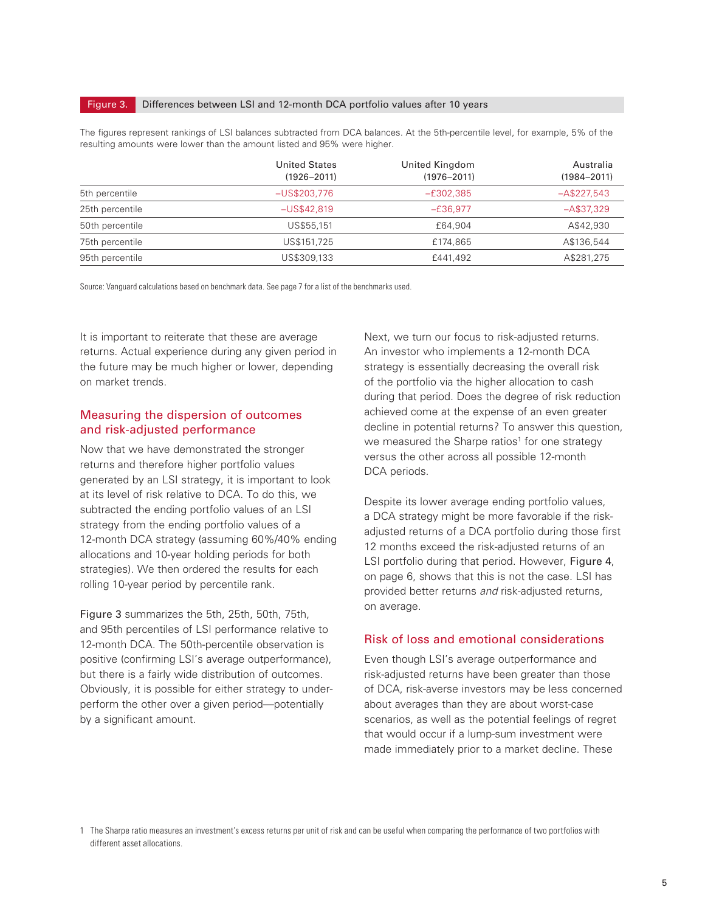**Figure 3.** Differences between LSI and 12-month DCA portfolio values after 10 years

The figures represent rankings of LSI balances subtracted from DCA balances. At the 5th-percentile level, for example, 5% of the resulting amounts were lower than the amount listed and 95% were higher.

| | United States (1926–2011) | United Kingdom (1976–2011) | Australia (1984–2011) |
|---|---|---|---|
| 5th percentile | –US$203,776 | –£302,385 | –A$227,543 |
| 25th percentile | –US$42,819 | –£36,977 | –A$37,329 |
| 50th percentile | US$55,151 | £64,904 | A$42,930 |
| 75th percentile | US$151,725 | £174,865 | A$136,544 |
| 95th percentile | US$309,133 | £441,492 | A$281,275 |

Source: Vanguard calculations based on benchmark data. See page 7 for a list of the benchmarks used.

It is important to reiterate that these are average returns. Actual experience during any given period in the future may be much higher or lower, depending on market trends.

## Measuring the dispersion of outcomes and risk-adjusted performance

Now that we have demonstrated the stronger returns and therefore higher portfolio values generated by an LSI strategy, it is important to look at its level of risk relative to DCA. To do this, we subtracted the ending portfolio values of an LSI strategy from the ending portfolio values of a 12-month DCA strategy (assuming 60%/40% ending allocations and 10-year holding periods for both strategies). We then ordered the results for each rolling 10-year period by percentile rank.

Figure 3 summarizes the 5th, 25th, 50th, 75th, and 95th percentiles of LSI performance relative to 12-month DCA. The 50th-percentile observation is positive (confirming LSI's average outperformance), but there is a fairly wide distribution of outcomes. Obviously, it is possible for either strategy to underperform the other over a given period—potentially by a significant amount.

Next, we turn our focus to risk-adjusted returns. An investor who implements a 12-month DCA strategy is essentially decreasing the overall risk of the portfolio via the higher allocation to cash during that period. Does the degree of risk reduction achieved come at the expense of an even greater decline in potential returns? To answer this question, we measured the Sharpe ratios[1] for one strategy versus the other across all possible 12-month DCA periods.

Despite its lower average ending portfolio values, a DCA strategy might be more favorable if the risk-adjusted returns of a DCA portfolio during those first 12 months exceed the risk-adjusted returns of an LSI portfolio during that period. However, Figure 4, on page 6, shows that this is not the case. LSI has provided better returns *and* risk-adjusted returns, on average.

## Risk of loss and emotional considerations

Even though LSI's average outperformance and risk-adjusted returns have been greater than those of DCA, risk-averse investors may be less concerned about averages than they are about worst-case scenarios, as well as the potential feelings of regret that would occur if a lump-sum investment were made immediately prior to a market decline. These

[1] The Sharpe ratio measures an investment's excess returns per unit of risk and can be useful when comparing the performance of two portfolios with different asset allocations.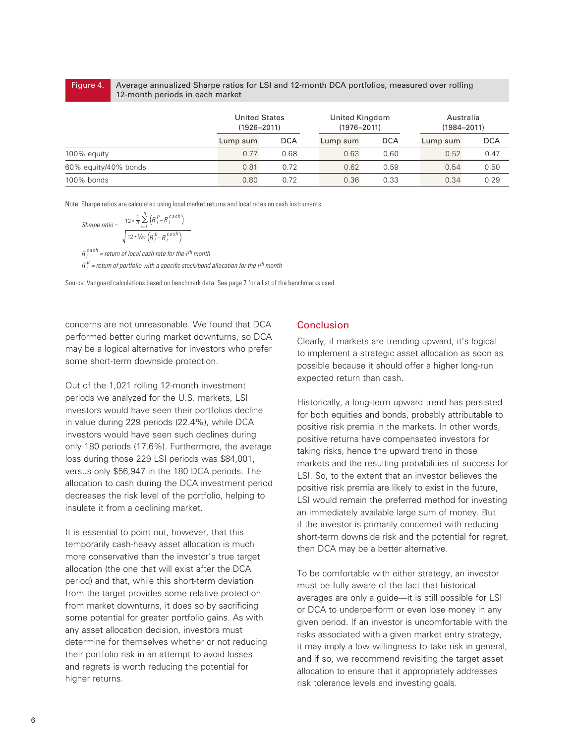Figure 4. Average annualized Sharpe ratios for LSI and 12-month DCA portfolios, measured over rolling 12-month periods in each market

| | United States (1926–2011) | | United Kingdom (1976–2011) | | Australia (1984–2011) | |
|---|---|---|---|---|---|---|
| | Lump sum | DCA | Lump sum | DCA | Lump sum | DCA |
| 100% equity | 0.77 | 0.68 | 0.63 | 0.60 | 0.52 | 0.47 |
| 60% equity/40% bonds | 0.81 | 0.72 | 0.62 | 0.59 | 0.54 | 0.50 |
| 100% bonds | 0.80 | 0.72 | 0.36 | 0.33 | 0.34 | 0.29 |

Note: Sharpe ratios are calculated using local market returns and local rates on cash instruments.

$$\text{Sharpe ratio} = \frac{12 * \frac{1}{n}\sum_{i=1}^{n}\left(R_i^p - R_i^{cash}\right)}{\sqrt{12 * Var\left(R_i^p - R_i^{cash}\right)}}$$

$R_i^{cash}$ = *return of local cash rate for the* $i^{th}$ *month*

$R_i^p$ = *return of portfolio with a specific stock/bond allocation for the* $i^{th}$ *month*

Source: Vanguard calculations based on benchmark data. See page 7 for a list of the benchmarks used.

concerns are not unreasonable. We found that DCA performed better during market downturns, so DCA may be a logical alternative for investors who prefer some short-term downside protection.

Out of the 1,021 rolling 12-month investment periods we analyzed for the U.S. markets, LSI investors would have seen their portfolios decline in value during 229 periods (22.4%), while DCA investors would have seen such declines during only 180 periods (17.6%). Furthermore, the average loss during those 229 LSI periods was $84,001, versus only $56,947 in the 180 DCA periods. The allocation to cash during the DCA investment period decreases the risk level of the portfolio, helping to insulate it from a declining market.

It is essential to point out, however, that this temporarily cash-heavy asset allocation is much more conservative than the investor's true target allocation (the one that will exist after the DCA period) and that, while this short-term deviation from the target provides some relative protection from market downturns, it does so by sacrificing some potential for greater portfolio gains. As with any asset allocation decision, investors must determine for themselves whether or not reducing their portfolio risk in an attempt to avoid losses and regrets is worth reducing the potential for higher returns.

## Conclusion

Clearly, if markets are trending upward, it's logical to implement a strategic asset allocation as soon as possible because it should offer a higher long-run expected return than cash.

Historically, a long-term upward trend has persisted for both equities and bonds, probably attributable to positive risk premia in the markets. In other words, positive returns have compensated investors for taking risks, hence the upward trend in those markets and the resulting probabilities of success for LSI. So, to the extent that an investor believes the positive risk premia are likely to exist in the future, LSI would remain the preferred method for investing an immediately available large sum of money. But if the investor is primarily concerned with reducing short-term downside risk and the potential for regret, then DCA may be a better alternative.

To be comfortable with either strategy, an investor must be fully aware of the fact that historical averages are only a guide—it is still possible for LSI or DCA to underperform or even lose money in any given period. If an investor is uncomfortable with the risks associated with a given market entry strategy, it may imply a low willingness to take risk in general, and if so, we recommend revisiting the target asset allocation to ensure that it appropriately addresses risk tolerance levels and investing goals.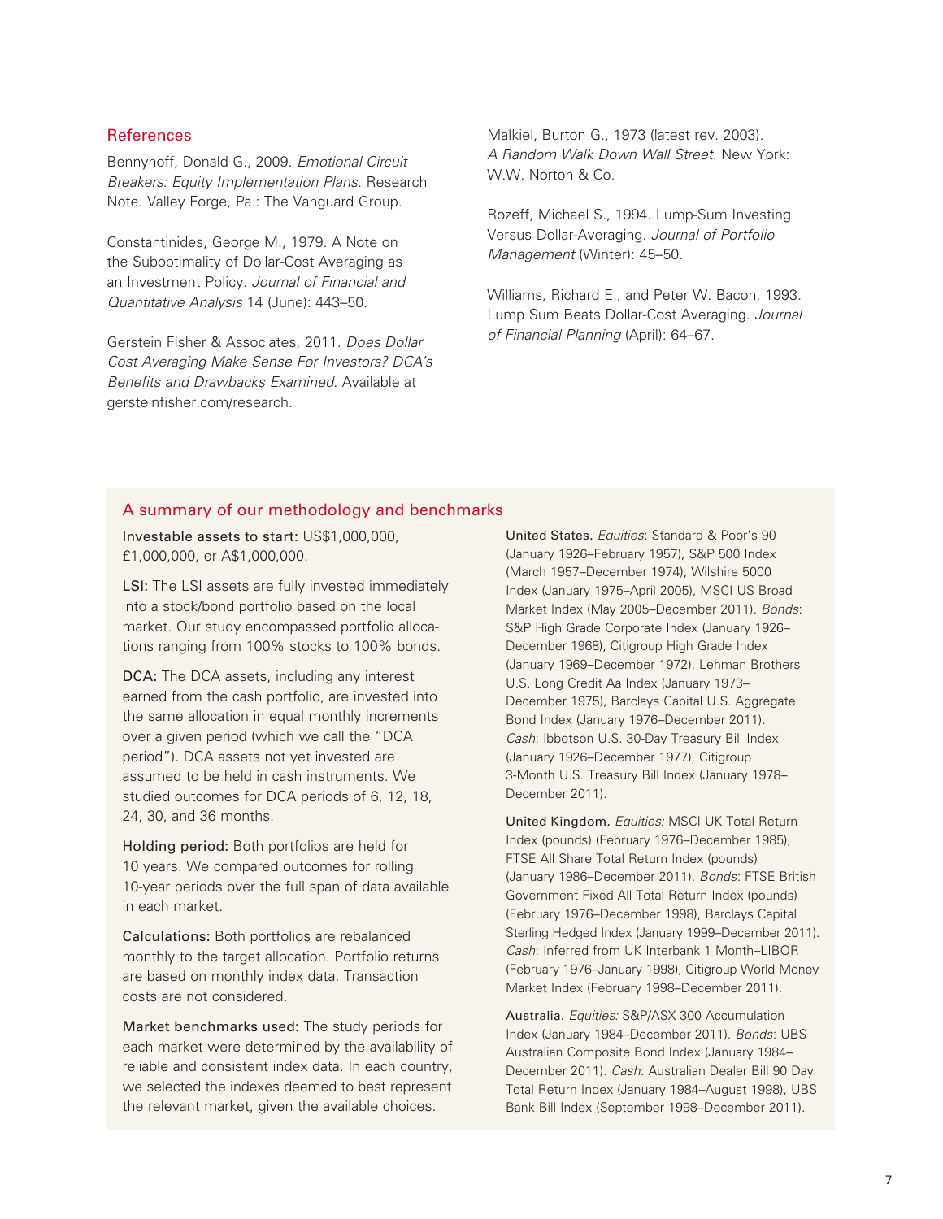## References

Bennyhoff, Donald G., 2009. *Emotional Circuit Breakers: Equity Implementation Plans*. Research Note. Valley Forge, Pa.: The Vanguard Group.

Constantinides, George M., 1979. A Note on the Suboptimality of Dollar-Cost Averaging as an Investment Policy. *Journal of Financial and Quantitative Analysis* 14 (June): 443–50.

Gerstein Fisher & Associates, 2011. *Does Dollar Cost Averaging Make Sense For Investors? DCA's Benefits and Drawbacks Examined*. Available at gersteinfisher.com/research.

Malkiel, Burton G., 1973 (latest rev. 2003). *A Random Walk Down Wall Street*. New York: W.W. Norton & Co.

Rozeff, Michael S., 1994. Lump-Sum Investing Versus Dollar-Averaging. *Journal of Portfolio Management* (Winter): 45–50.

Williams, Richard E., and Peter W. Bacon, 1993. Lump Sum Beats Dollar-Cost Averaging. *Journal of Financial Planning* (April): 64–67.

## A summary of our methodology and benchmarks

**Investable assets to start:** US$1,000,000, £1,000,000, or A$1,000,000.

**LSI:** The LSI assets are fully invested immediately into a stock/bond portfolio based on the local market. Our study encompassed portfolio allocations ranging from 100% stocks to 100% bonds.

**DCA:** The DCA assets, including any interest earned from the cash portfolio, are invested into the same allocation in equal monthly increments over a given period (which we call the "DCA period"). DCA assets not yet invested are assumed to be held in cash instruments. We studied outcomes for DCA periods of 6, 12, 18, 24, 30, and 36 months.

**Holding period:** Both portfolios are held for 10 years. We compared outcomes for rolling 10-year periods over the full span of data available in each market.

**Calculations:** Both portfolios are rebalanced monthly to the target allocation. Portfolio returns are based on monthly index data. Transaction costs are not considered.

**Market benchmarks used:** The study periods for each market were determined by the availability of reliable and consistent index data. In each country, we selected the indexes deemed to best represent the relevant market, given the available choices.

**United States.** *Equities*: Standard & Poor's 90 (January 1926–February 1957), S&P 500 Index (March 1957–December 1974), Wilshire 5000 Index (January 1975–April 2005), MSCI US Broad Market Index (May 2005–December 2011). *Bonds*: S&P High Grade Corporate Index (January 1926–December 1968), Citigroup High Grade Index (January 1969–December 1972), Lehman Brothers U.S. Long Credit Aa Index (January 1973–December 1975), Barclays Capital U.S. Aggregate Bond Index (January 1976–December 2011). *Cash*: Ibbotson U.S. 30-Day Treasury Bill Index (January 1926–December 1977), Citigroup 3-Month U.S. Treasury Bill Index (January 1978–December 2011).

**United Kingdom.** *Equities:* MSCI UK Total Return Index (pounds) (February 1976–December 1985), FTSE All Share Total Return Index (pounds) (January 1986–December 2011). *Bonds*: FTSE British Government Fixed All Total Return Index (pounds) (February 1976–December 1998), Barclays Capital Sterling Hedged Index (January 1999–December 2011). *Cash*: Inferred from UK Interbank 1 Month–LIBOR (February 1976–January 1998), Citigroup World Money Market Index (February 1998–December 2011).

**Australia.** *Equities:* S&P/ASX 300 Accumulation Index (January 1984–December 2011). *Bonds*: UBS Australian Composite Bond Index (January 1984–December 2011). *Cash*: Australian Dealer Bill 90 Day Total Return Index (January 1984–August 1998), UBS Bank Bill Index (September 1998–December 2011).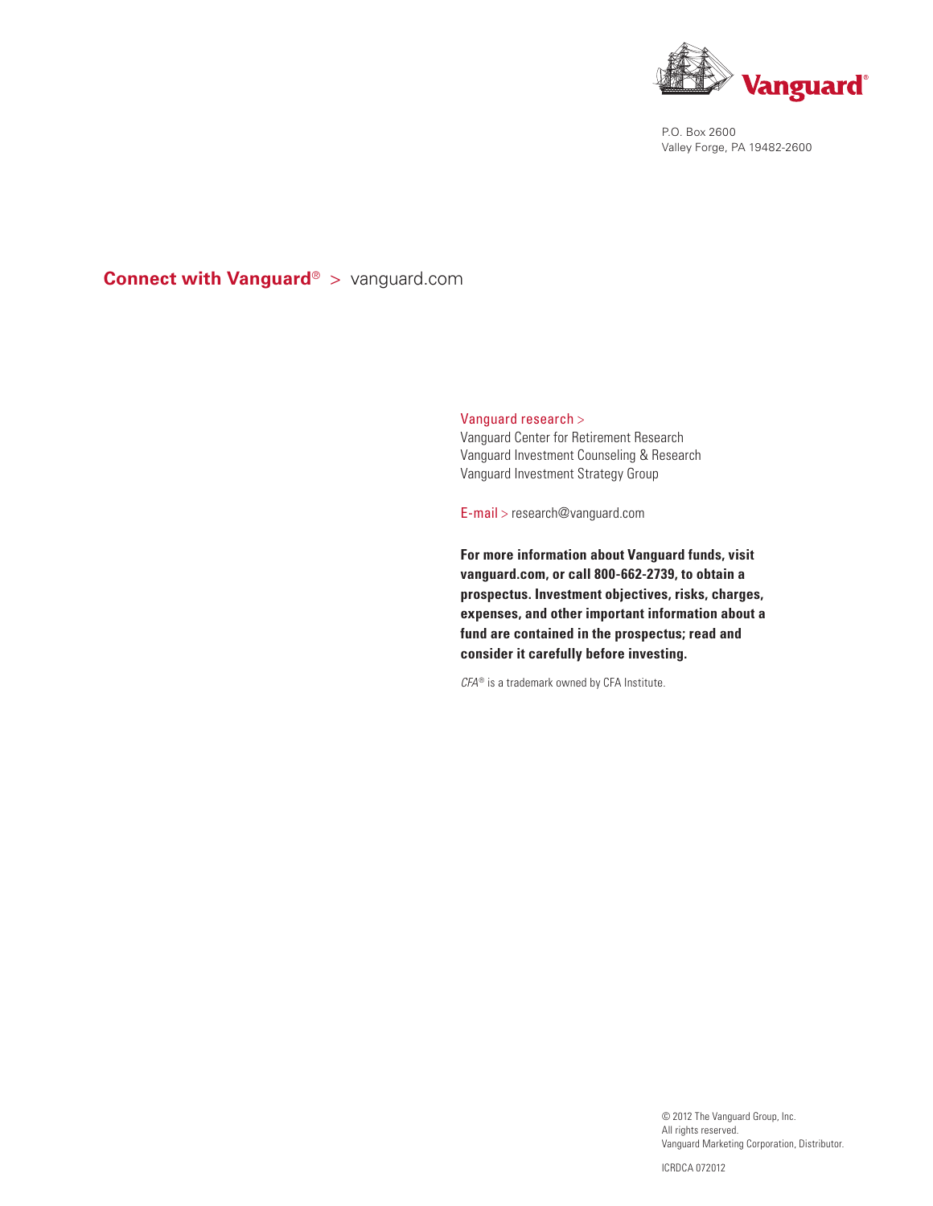Vanguard®

P.O. Box 2600
Valley Forge, PA 19482-2600

**Connect with Vanguard®** > vanguard.com

Vanguard research >
Vanguard Center for Retirement Research
Vanguard Investment Counseling & Research
Vanguard Investment Strategy Group

E-mail > research@vanguard.com

**For more information about Vanguard funds, visit vanguard.com, or call 800-662-2739, to obtain a prospectus. Investment objectives, risks, charges, expenses, and other important information about a fund are contained in the prospectus; read and consider it carefully before investing.**

*CFA®* is a trademark owned by CFA Institute.

© 2012 The Vanguard Group, Inc.
All rights reserved.
Vanguard Marketing Corporation, Distributor.

ICRDCA 072012